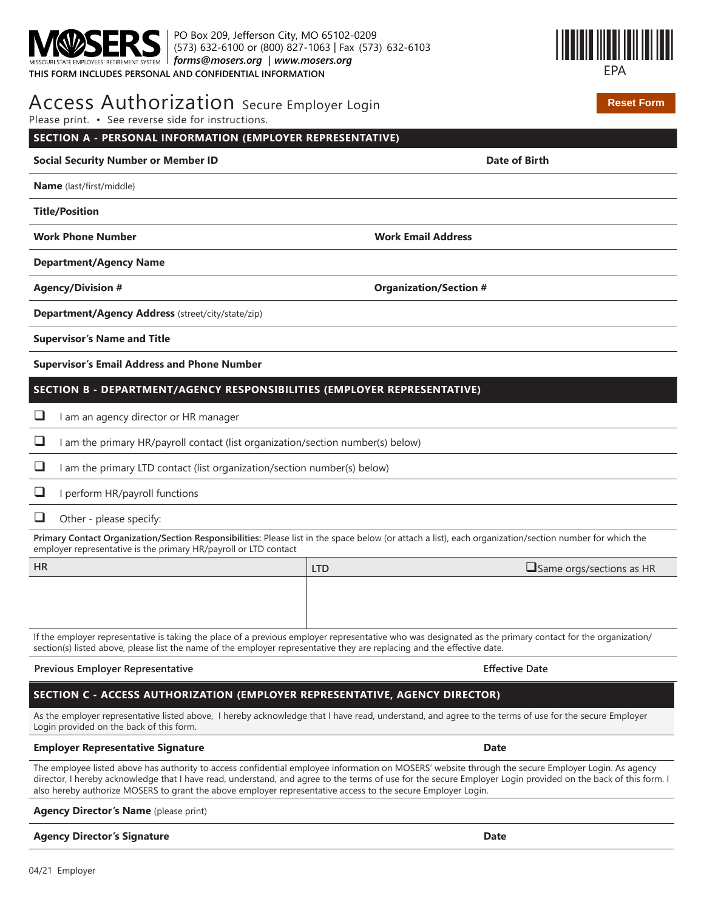**MOSERS** MISSOURI STATE EMPLOYEES' RETIREMENT SYSTEM

PO Box 209, Jefferson City, MO 65102-0209
(573) 632-6100 or (800) 827-1063 | Fax (573) 632-6103
*forms@mosers.org* | *www.mosers.org*

EPA

THIS FORM INCLUDES PERSONAL AND CONFIDENTIAL INFORMATION

# Access Authorization Secure Employer Login

Reset Form

Please print. • See reverse side for instructions.

## SECTION A - PERSONAL INFORMATION (EMPLOYER REPRESENTATIVE)

| | |
|---|---|
| **Social Security Number or Member ID** | **Date of Birth** |
| **Name** (last/first/middle) | |
| **Title/Position** | |
| **Work Phone Number** | **Work Email Address** |
| **Department/Agency Name** | |
| **Agency/Division #** | **Organization/Section #** |
| **Department/Agency Address** (street/city/state/zip) | |
| **Supervisor's Name and Title** | |
| **Supervisor's Email Address and Phone Number** | |

## SECTION B - DEPARTMENT/AGENCY RESPONSIBILITIES (EMPLOYER REPRESENTATIVE)

- ☐ I am an agency director or HR manager
- ☐ I am the primary HR/payroll contact (list organization/section number(s) below)
- ☐ I am the primary LTD contact (list organization/section number(s) below)
- ☐ I perform HR/payroll functions
- ☐ Other - please specify:

**Primary Contact Organization/Section Responsibilities:** Please list in the space below (or attach a list), each organization/section number for which the employer representative is the primary HR/payroll or LTD contact

| HR | LTD ☐Same orgs/sections as HR |
|---|---|
| | |

If the employer representative is taking the place of a previous employer representative who was designated as the primary contact for the organization/section(s) listed above, please list the name of the employer representative they are replacing and the effective date.

| | |
|---|---|
| **Previous Employer Representative** | **Effective Date** |

## SECTION C - ACCESS AUTHORIZATION (EMPLOYER REPRESENTATIVE, AGENCY DIRECTOR)

As the employer representative listed above, I hereby acknowledge that I have read, understand, and agree to the terms of use for the secure Employer Login provided on the back of this form.

| | |
|---|---|
| **Employer Representative Signature** | **Date** |

The employee listed above has authority to access confidential employee information on MOSERS' website through the secure Employer Login. As agency director, I hereby acknowledge that I have read, understand, and agree to the terms of use for the secure Employer Login provided on the back of this form. I also hereby authorize MOSERS to grant the above employer representative access to the secure Employer Login.

| | |
|---|---|
| **Agency Director's Name** (please print) | |
| **Agency Director's Signature** | **Date** |

04/21 Employer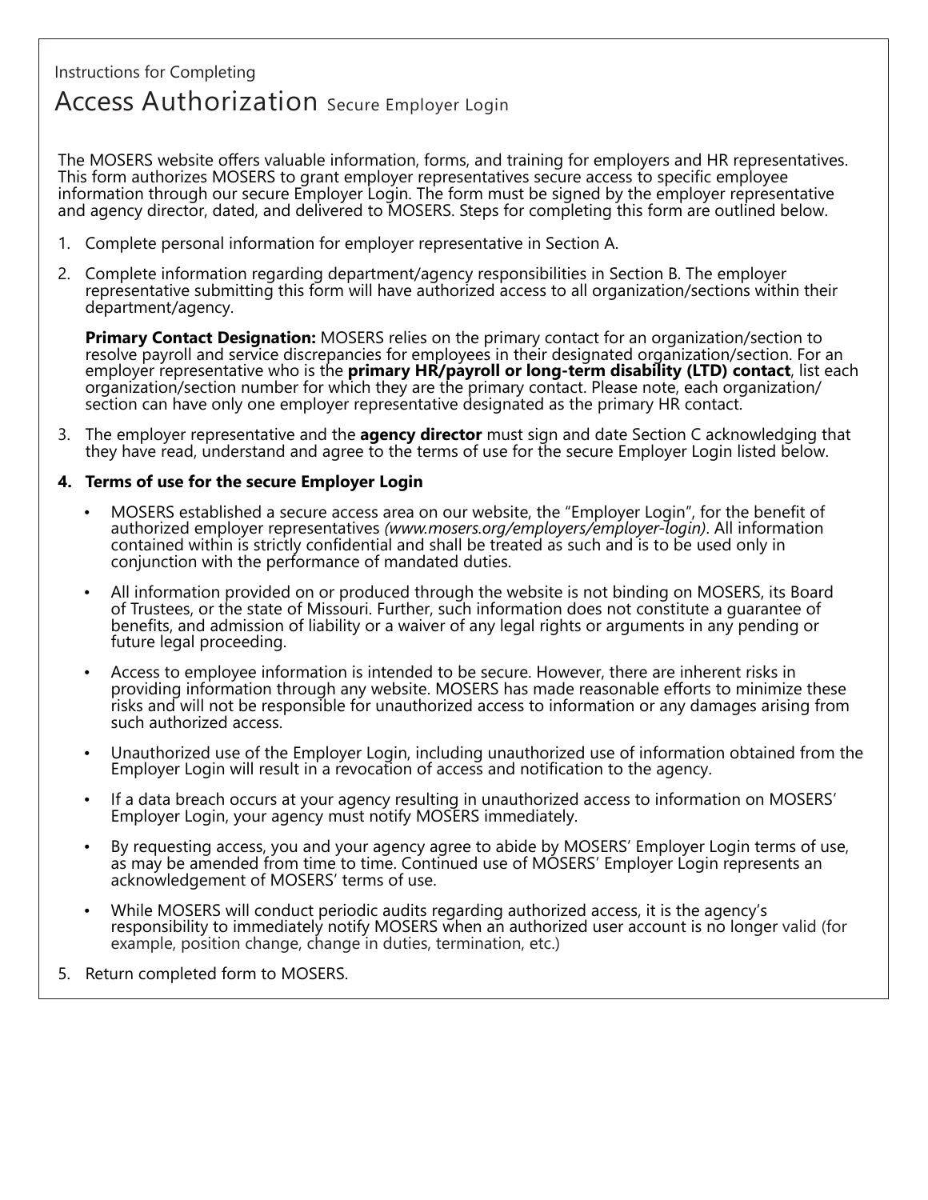Instructions for Completing

# Access Authorization Secure Employer Login

The MOSERS website offers valuable information, forms, and training for employers and HR representatives. This form authorizes MOSERS to grant employer representatives secure access to specific employee information through our secure Employer Login. The form must be signed by the employer representative and agency director, dated, and delivered to MOSERS. Steps for completing this form are outlined below.

1. Complete personal information for employer representative in Section A.

2. Complete information regarding department/agency responsibilities in Section B. The employer representative submitting this form will have authorized access to all organization/sections within their department/agency.

   **Primary Contact Designation:** MOSERS relies on the primary contact for an organization/section to resolve payroll and service discrepancies for employees in their designated organization/section. For an employer representative who is the **primary HR/payroll or long-term disability (LTD) contact**, list each organization/section number for which they are the primary contact. Please note, each organization/section can have only one employer representative designated as the primary HR contact.

3. The employer representative and the **agency director** must sign and date Section C acknowledging that they have read, understand and agree to the terms of use for the secure Employer Login listed below.

4. **Terms of use for the secure Employer Login**

   - MOSERS established a secure access area on our website, the "Employer Login", for the benefit of authorized employer representatives *(www.mosers.org/employers/employer-login)*. All information contained within is strictly confidential and shall be treated as such and is to be used only in conjunction with the performance of mandated duties.
   - All information provided on or produced through the website is not binding on MOSERS, its Board of Trustees, or the state of Missouri. Further, such information does not constitute a guarantee of benefits, and admission of liability or a waiver of any legal rights or arguments in any pending or future legal proceeding.
   - Access to employee information is intended to be secure. However, there are inherent risks in providing information through any website. MOSERS has made reasonable efforts to minimize these risks and will not be responsible for unauthorized access to information or any damages arising from such authorized access.
   - Unauthorized use of the Employer Login, including unauthorized use of information obtained from the Employer Login will result in a revocation of access and notification to the agency.
   - If a data breach occurs at your agency resulting in unauthorized access to information on MOSERS' Employer Login, your agency must notify MOSERS immediately.
   - By requesting access, you and your agency agree to abide by MOSERS' Employer Login terms of use, as may be amended from time to time. Continued use of MOSERS' Employer Login represents an acknowledgement of MOSERS' terms of use.
   - While MOSERS will conduct periodic audits regarding authorized access, it is the agency's responsibility to immediately notify MOSERS when an authorized user account is no longer valid (for example, position change, change in duties, termination, etc.)

5. Return completed form to MOSERS.